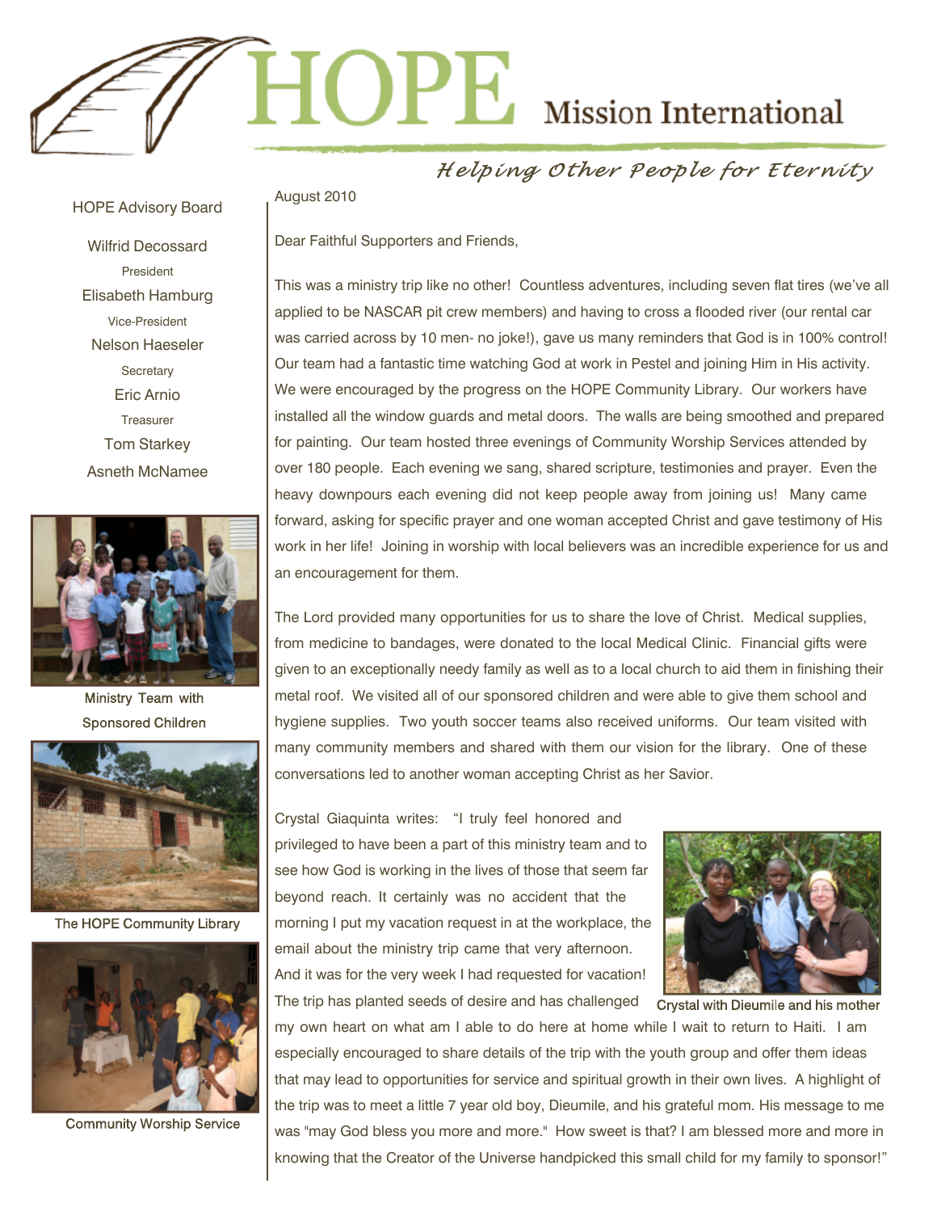# HOPE Mission International

*Helping Other People for Eternity*

HOPE Advisory Board

Wilfrid Decossard
President

Elisabeth Hamburg
Vice-President

Nelson Haeseler
Secretary

Eric Arnio
Treasurer

Tom Starkey

Asneth McNamee

Ministry Team with Sponsored Children

The HOPE Community Library

Community Worship Service

August 2010

Dear Faithful Supporters and Friends,

This was a ministry trip like no other! Countless adventures, including seven flat tires (we've all applied to be NASCAR pit crew members) and having to cross a flooded river (our rental car was carried across by 10 men- no joke!), gave us many reminders that God is in 100% control! Our team had a fantastic time watching God at work in Pestel and joining Him in His activity. We were encouraged by the progress on the HOPE Community Library. Our workers have installed all the window guards and metal doors. The walls are being smoothed and prepared for painting. Our team hosted three evenings of Community Worship Services attended by over 180 people. Each evening we sang, shared scripture, testimonies and prayer. Even the heavy downpours each evening did not keep people away from joining us! Many came forward, asking for specific prayer and one woman accepted Christ and gave testimony of His work in her life! Joining in worship with local believers was an incredible experience for us and an encouragement for them.

The Lord provided many opportunities for us to share the love of Christ. Medical supplies, from medicine to bandages, were donated to the local Medical Clinic. Financial gifts were given to an exceptionally needy family as well as to a local church to aid them in finishing their metal roof. We visited all of our sponsored children and were able to give them school and hygiene supplies. Two youth soccer teams also received uniforms. Our team visited with many community members and shared with them our vision for the library. One of these conversations led to another woman accepting Christ as her Savior.

Crystal Giaquinta writes: "I truly feel honored and privileged to have been a part of this ministry team and to see how God is working in the lives of those that seem far beyond reach. It certainly was no accident that the morning I put my vacation request in at the workplace, the email about the ministry trip came that very afternoon. And it was for the very week I had requested for vacation! The trip has planted seeds of desire and has challenged my own heart on what am I able to do here at home while I wait to return to Haiti. I am especially encouraged to share details of the trip with the youth group and offer them ideas that may lead to opportunities for service and spiritual growth in their own lives. A highlight of the trip was to meet a little 7 year old boy, Dieumile, and his grateful mom. His message to me was "may God bless you more and more." How sweet is that? I am blessed more and more in knowing that the Creator of the Universe handpicked this small child for my family to sponsor!"

Crystal with Dieumile and his mother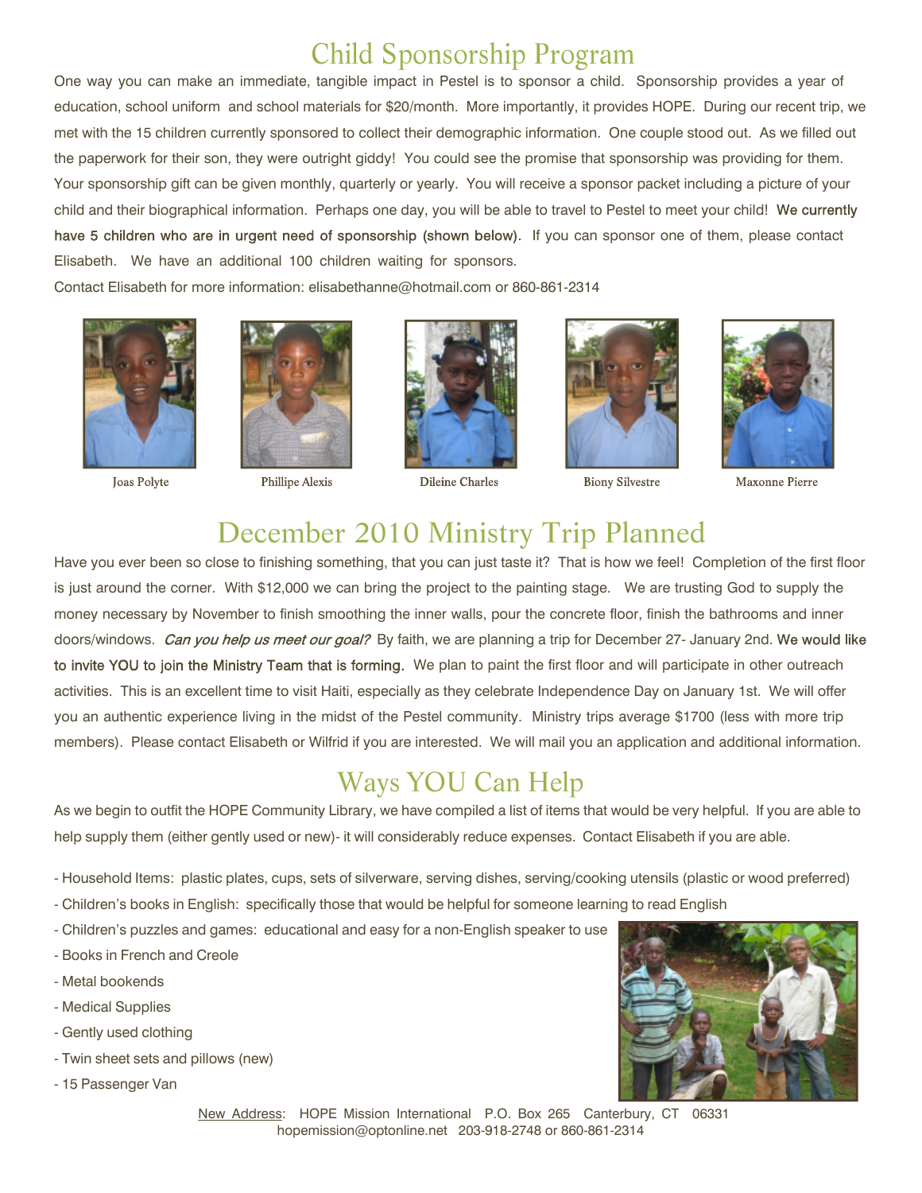## Child Sponsorship Program

One way you can make an immediate, tangible impact in Pestel is to sponsor a child. Sponsorship provides a year of education, school uniform and school materials for $20/month. More importantly, it provides HOPE. During our recent trip, we met with the 15 children currently sponsored to collect their demographic information. One couple stood out. As we filled out the paperwork for their son, they were outright giddy! You could see the promise that sponsorship was providing for them. Your sponsorship gift can be given monthly, quarterly or yearly. You will receive a sponsor packet including a picture of your child and their biographical information. Perhaps one day, you will be able to travel to Pestel to meet your child! **We currently have 5 children who are in urgent need of sponsorship (shown below).** If you can sponsor one of them, please contact Elisabeth. We have an additional 100 children waiting for sponsors.

Contact Elisabeth for more information: elisabethanne@hotmail.com or 860-861-2314

Joas Polyte

Phillipe Alexis

Dileine Charles

Biony Silvestre

Maxonne Pierre

## December 2010 Ministry Trip Planned

Have you ever been so close to finishing something, that you can just taste it? That is how we feel! Completion of the first floor is just around the corner. With $12,000 we can bring the project to the painting stage. We are trusting God to supply the money necessary by November to finish smoothing the inner walls, pour the concrete floor, finish the bathrooms and inner doors/windows. ***Can you help us meet our goal?*** By faith, we are planning a trip for December 27- January 2nd. **We would like to invite YOU to join the Ministry Team that is forming.** We plan to paint the first floor and will participate in other outreach activities. This is an excellent time to visit Haiti, especially as they celebrate Independence Day on January 1st. We will offer you an authentic experience living in the midst of the Pestel community. Ministry trips average $1700 (less with more trip members). Please contact Elisabeth or Wilfrid if you are interested. We will mail you an application and additional information.

## Ways YOU Can Help

As we begin to outfit the HOPE Community Library, we have compiled a list of items that would be very helpful. If you are able to help supply them (either gently used or new)- it will considerably reduce expenses. Contact Elisabeth if you are able.

- Household Items: plastic plates, cups, sets of silverware, serving dishes, serving/cooking utensils (plastic or wood preferred)
- Children's books in English: specifically those that would be helpful for someone learning to read English
- Children's puzzles and games: educational and easy for a non-English speaker to use
- Books in French and Creole
- Metal bookends
- Medical Supplies
- Gently used clothing
- Twin sheet sets and pillows (new)
- 15 Passenger Van

New Address: HOPE Mission International P.O. Box 265 Canterbury, CT 06331
hopemission@optonline.net 203-918-2748 or 860-861-2314